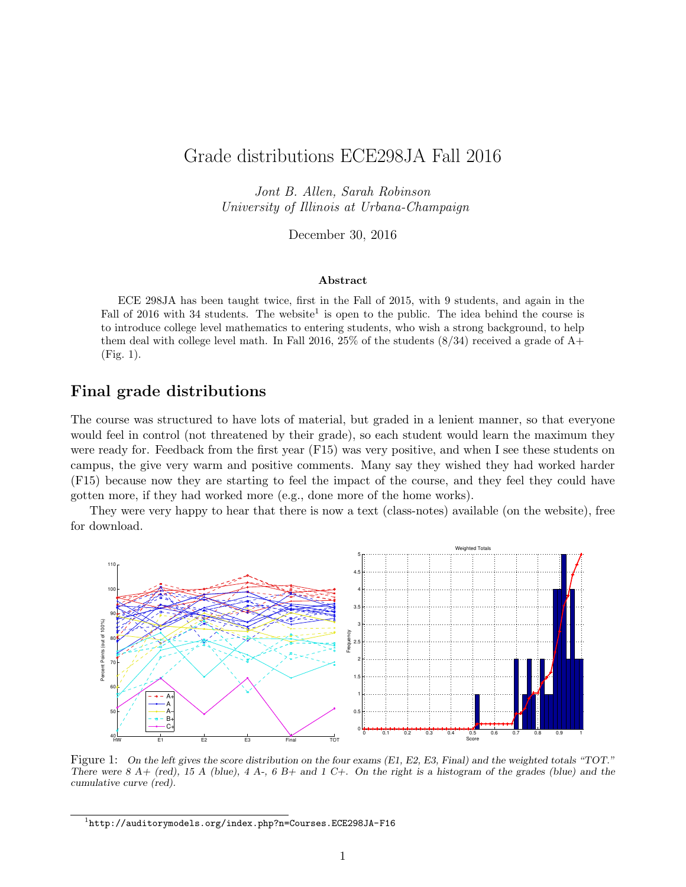# Grade distributions ECE298JA Fall 2016

*Jont B. Allen, Sarah Robinson*
*University of Illinois at Urbana-Champaign*

December 30, 2016

### Abstract

ECE 298JA has been taught twice, first in the Fall of 2015, with 9 students, and again in the Fall of 2016 with 34 students. The website[1] is open to the public. The idea behind the course is to introduce college level mathematics to entering students, who wish a strong background, to help them deal with college level math. In Fall 2016, 25% of the students (8/34) received a grade of A+ (Fig. 1).

## Final grade distributions

The course was structured to have lots of material, but graded in a lenient manner, so that everyone would feel in control (not threatened by their grade), so each student would learn the maximum they were ready for. Feedback from the first year (F15) was very positive, and when I see these students on campus, the give very warm and positive comments. Many say they wished they had worked harder (F15) because now they are starting to feel the impact of the course, and they feel they could have gotten more, if they had worked more (e.g., done more of the home works).

They were very happy to hear that there is now a text (class-notes) available (on the website), free for download.

Figure 1: *On the left gives the score distribution on the four exams (E1, E2, E3, Final) and the weighted totals "TOT." There were 8 A+ (red), 15 A (blue), 4 A-, 6 B+ and 1 C+. On the right is a histogram of the grades (blue) and the cumulative curve (red).*

[1] http://auditorymodels.org/index.php?n=Courses.ECE298JA-F16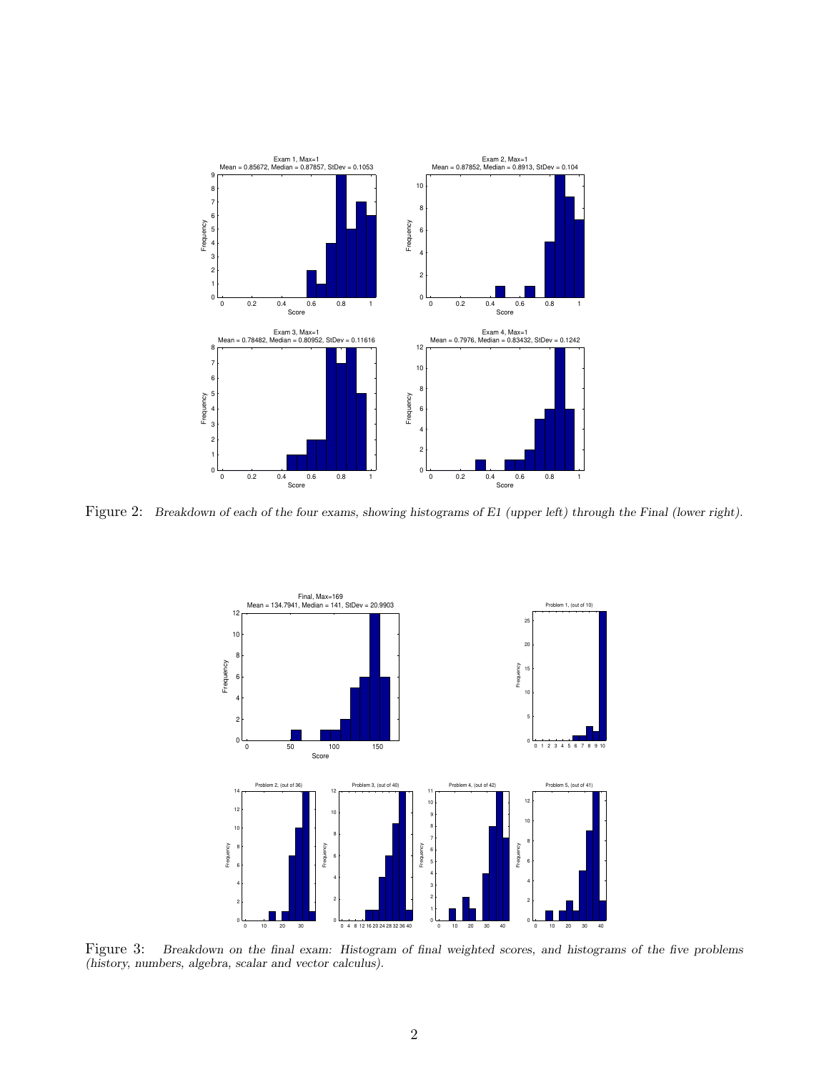Figure 2: *Breakdown of each of the four exams, showing histograms of E1 (upper left) through the Final (lower right).*

Figure 3: *Breakdown on the final exam: Histogram of final weighted scores, and histograms of the five problems (history, numbers, algebra, scalar and vector calculus).*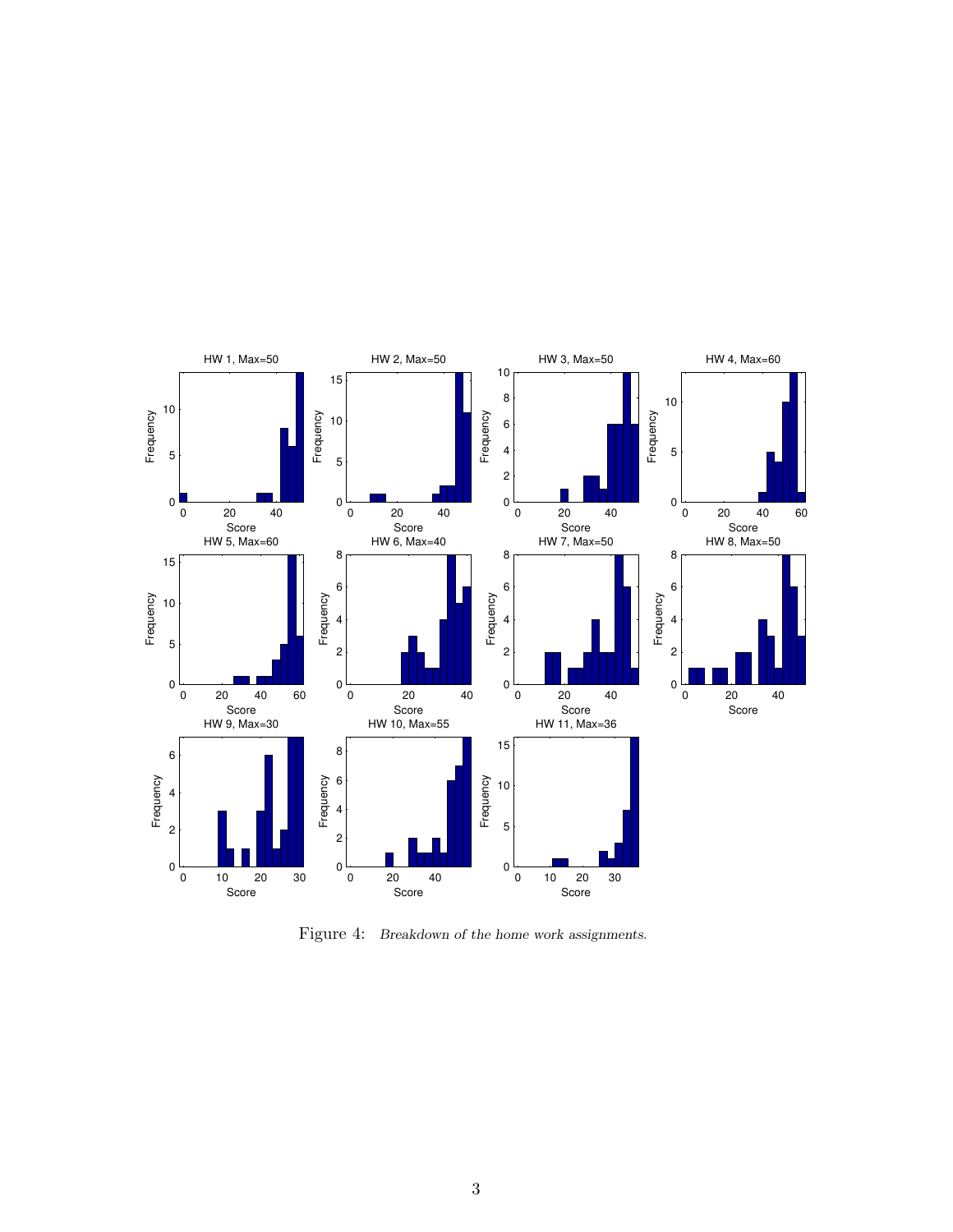HW 1, Max=50

Frequency

0 5 10

0 20 40

Score

HW 2, Max=50

Frequency

0 5 10 15

0 20 40

Score

HW 3, Max=50

Frequency

0 2 4 6 8 10

0 20 40

Score

HW 4, Max=60

Frequency

0 5 10

0 20 40 60

Score

HW 5, Max=60

Frequency

0 5 10 15

0 20 40 60

Score

HW 6, Max=40

Frequency

0 2 4 6 8

0 20 40

Score

HW 7, Max=50

Frequency

0 2 4 6 8

0 20 40

Score

HW 8, Max=50

Frequency

0 2 4 6 8

0 20 40

Score

HW 9, Max=30

Frequency

0 2 4 6

0 10 20 30

Score

HW 10, Max=55

Frequency

0 2 4 6 8

0 20 40

Score

HW 11, Max=36

Frequency

0 5 10 15

0 10 20 30

Score

Figure 4: *Breakdown of the home work assignments.*